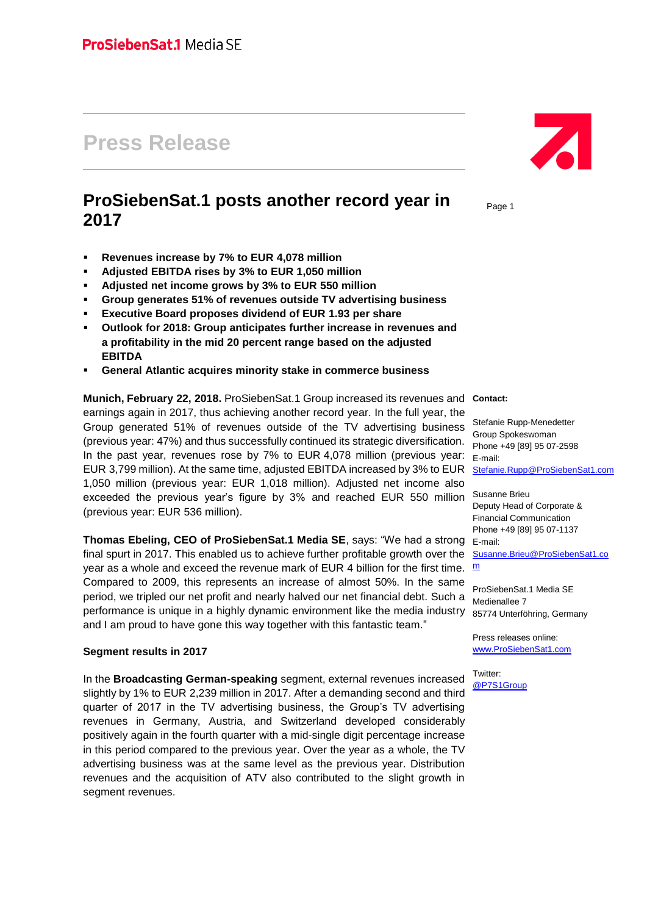ProSiebenSat.1 Media SE

# Press Release

## ProSiebenSat.1 posts another record year in 2017

- **Revenues increase by 7% to EUR 4,078 million**
- **Adjusted EBITDA rises by 3% to EUR 1,050 million**
- **Adjusted net income grows by 3% to EUR 550 million**
- **Group generates 51% of revenues outside TV advertising business**
- **Executive Board proposes dividend of EUR 1.93 per share**
- **Outlook for 2018: Group anticipates further increase in revenues and a profitability in the mid 20 percent range based on the adjusted EBITDA**
- **General Atlantic acquires minority stake in commerce business**

**Munich, February 22, 2018.** ProSiebenSat.1 Group increased its revenues and earnings again in 2017, thus achieving another record year. In the full year, the Group generated 51% of revenues outside of the TV advertising business (previous year: 47%) and thus successfully continued its strategic diversification. In the past year, revenues rose by 7% to EUR 4,078 million (previous year: EUR 3,799 million). At the same time, adjusted EBITDA increased by 3% to EUR 1,050 million (previous year: EUR 1,018 million). Adjusted net income also exceeded the previous year's figure by 3% and reached EUR 550 million (previous year: EUR 536 million).

**Thomas Ebeling, CEO of ProSiebenSat.1 Media SE**, says: "We had a strong final spurt in 2017. This enabled us to achieve further profitable growth over the year as a whole and exceed the revenue mark of EUR 4 billion for the first time. Compared to 2009, this represents an increase of almost 50%. In the same period, we tripled our net profit and nearly halved our net financial debt. Such a performance is unique in a highly dynamic environment like the media industry and I am proud to have gone this way together with this fantastic team."

**Segment results in 2017**

In the **Broadcasting German-speaking** segment, external revenues increased slightly by 1% to EUR 2,239 million in 2017. After a demanding second and third quarter of 2017 in the TV advertising business, the Group's TV advertising revenues in Germany, Austria, and Switzerland developed considerably positively again in the fourth quarter with a mid-single digit percentage increase in this period compared to the previous year. Over the year as a whole, the TV advertising business was at the same level as the previous year. Distribution revenues and the acquisition of ATV also contributed to the slight growth in segment revenues.

**Contact:**

Stefanie Rupp-Menedetter
Group Spokeswoman
Phone +49 [89] 95 07-2598
E-mail:
Stefanie.Rupp@ProSiebenSat1.com

Susanne Brieu
Deputy Head of Corporate & Financial Communication
Phone +49 [89] 95 07-1137
E-mail:
Susanne.Brieu@ProSiebenSat1.com

ProSiebenSat.1 Media SE
Medienallee 7
85774 Unterföhring, Germany

Press releases online:
www.ProSiebenSat1.com

Twitter:
@P7S1Group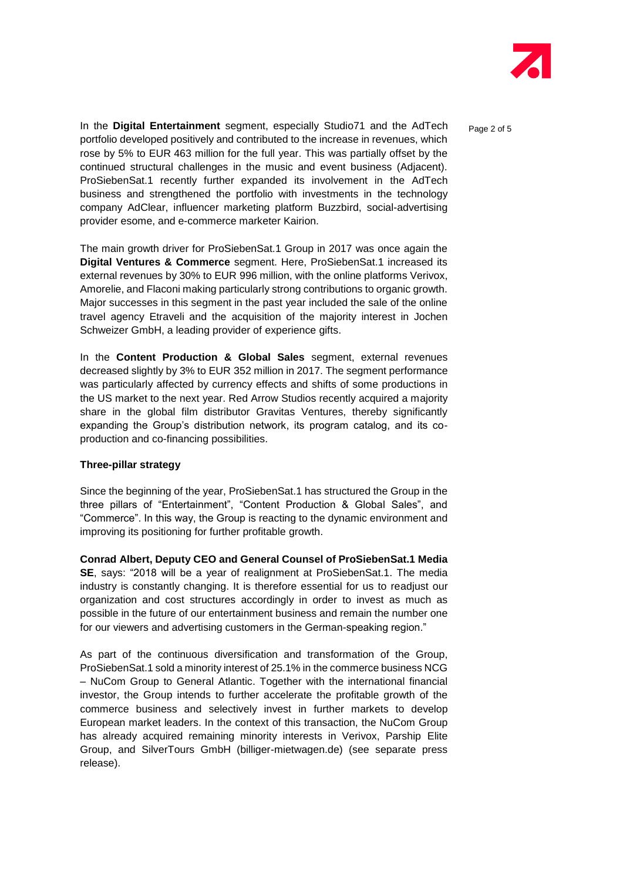In the **Digital Entertainment** segment, especially Studio71 and the AdTech portfolio developed positively and contributed to the increase in revenues, which rose by 5% to EUR 463 million for the full year. This was partially offset by the continued structural challenges in the music and event business (Adjacent). ProSiebenSat.1 recently further expanded its involvement in the AdTech business and strengthened the portfolio with investments in the technology company AdClear, influencer marketing platform Buzzbird, social-advertising provider esome, and e-commerce marketer Kairion.

The main growth driver for ProSiebenSat.1 Group in 2017 was once again the **Digital Ventures & Commerce** segment. Here, ProSiebenSat.1 increased its external revenues by 30% to EUR 996 million, with the online platforms Verivox, Amorelie, and Flaconi making particularly strong contributions to organic growth. Major successes in this segment in the past year included the sale of the online travel agency Etraveli and the acquisition of the majority interest in Jochen Schweizer GmbH, a leading provider of experience gifts.

In the **Content Production & Global Sales** segment, external revenues decreased slightly by 3% to EUR 352 million in 2017. The segment performance was particularly affected by currency effects and shifts of some productions in the US market to the next year. Red Arrow Studios recently acquired a majority share in the global film distributor Gravitas Ventures, thereby significantly expanding the Group's distribution network, its program catalog, and its co-production and co-financing possibilities.

**Three-pillar strategy**

Since the beginning of the year, ProSiebenSat.1 has structured the Group in the three pillars of "Entertainment", "Content Production & Global Sales", and "Commerce". In this way, the Group is reacting to the dynamic environment and improving its positioning for further profitable growth.

**Conrad Albert, Deputy CEO and General Counsel of ProSiebenSat.1 Media SE**, says: "2018 will be a year of realignment at ProSiebenSat.1. The media industry is constantly changing. It is therefore essential for us to readjust our organization and cost structures accordingly in order to invest as much as possible in the future of our entertainment business and remain the number one for our viewers and advertising customers in the German-speaking region."

As part of the continuous diversification and transformation of the Group, ProSiebenSat.1 sold a minority interest of 25.1% in the commerce business NCG – NuCom Group to General Atlantic. Together with the international financial investor, the Group intends to further accelerate the profitable growth of the commerce business and selectively invest in further markets to develop European market leaders. In the context of this transaction, the NuCom Group has already acquired remaining minority interests in Verivox, Parship Elite Group, and SilverTours GmbH (billiger-mietwagen.de) (see separate press release).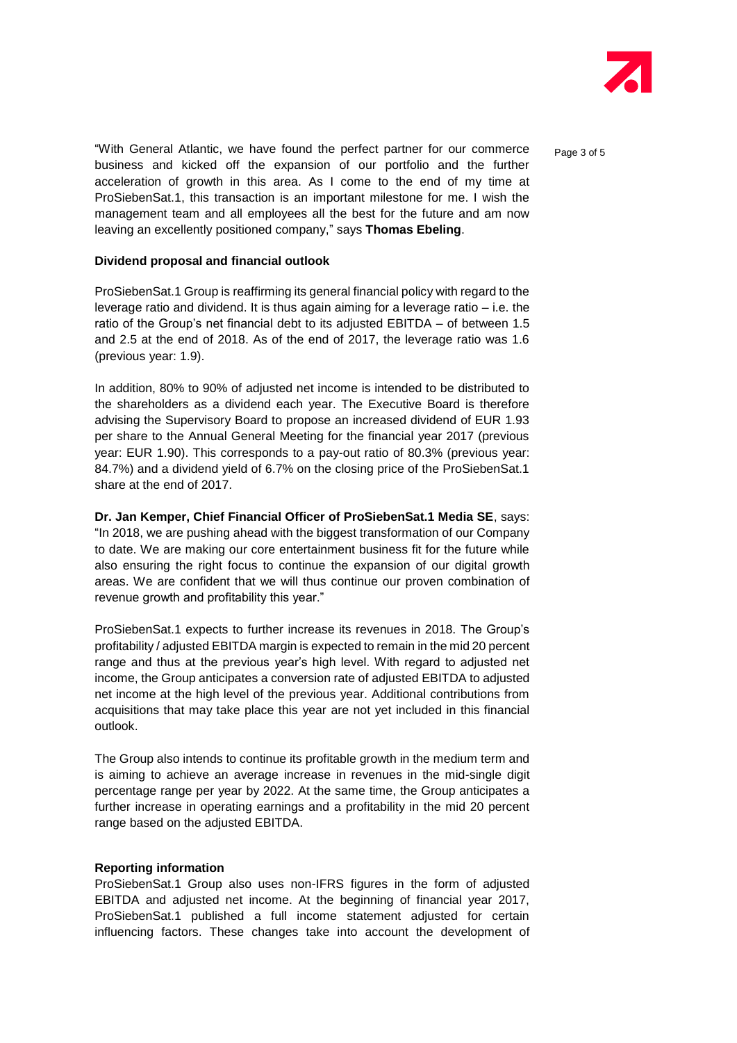"With General Atlantic, we have found the perfect partner for our commerce business and kicked off the expansion of our portfolio and the further acceleration of growth in this area. As I come to the end of my time at ProSiebenSat.1, this transaction is an important milestone for me. I wish the management team and all employees all the best for the future and am now leaving an excellently positioned company," says **Thomas Ebeling**.

**Dividend proposal and financial outlook**

ProSiebenSat.1 Group is reaffirming its general financial policy with regard to the leverage ratio and dividend. It is thus again aiming for a leverage ratio – i.e. the ratio of the Group's net financial debt to its adjusted EBITDA – of between 1.5 and 2.5 at the end of 2018. As of the end of 2017, the leverage ratio was 1.6 (previous year: 1.9).

In addition, 80% to 90% of adjusted net income is intended to be distributed to the shareholders as a dividend each year. The Executive Board is therefore advising the Supervisory Board to propose an increased dividend of EUR 1.93 per share to the Annual General Meeting for the financial year 2017 (previous year: EUR 1.90). This corresponds to a pay-out ratio of 80.3% (previous year: 84.7%) and a dividend yield of 6.7% on the closing price of the ProSiebenSat.1 share at the end of 2017.

**Dr. Jan Kemper, Chief Financial Officer of ProSiebenSat.1 Media SE**, says: "In 2018, we are pushing ahead with the biggest transformation of our Company to date. We are making our core entertainment business fit for the future while also ensuring the right focus to continue the expansion of our digital growth areas. We are confident that we will thus continue our proven combination of revenue growth and profitability this year."

ProSiebenSat.1 expects to further increase its revenues in 2018. The Group's profitability / adjusted EBITDA margin is expected to remain in the mid 20 percent range and thus at the previous year's high level. With regard to adjusted net income, the Group anticipates a conversion rate of adjusted EBITDA to adjusted net income at the high level of the previous year. Additional contributions from acquisitions that may take place this year are not yet included in this financial outlook.

The Group also intends to continue its profitable growth in the medium term and is aiming to achieve an average increase in revenues in the mid-single digit percentage range per year by 2022. At the same time, the Group anticipates a further increase in operating earnings and a profitability in the mid 20 percent range based on the adjusted EBITDA.

**Reporting information**

ProSiebenSat.1 Group also uses non-IFRS figures in the form of adjusted EBITDA and adjusted net income. At the beginning of financial year 2017, ProSiebenSat.1 published a full income statement adjusted for certain influencing factors. These changes take into account the development of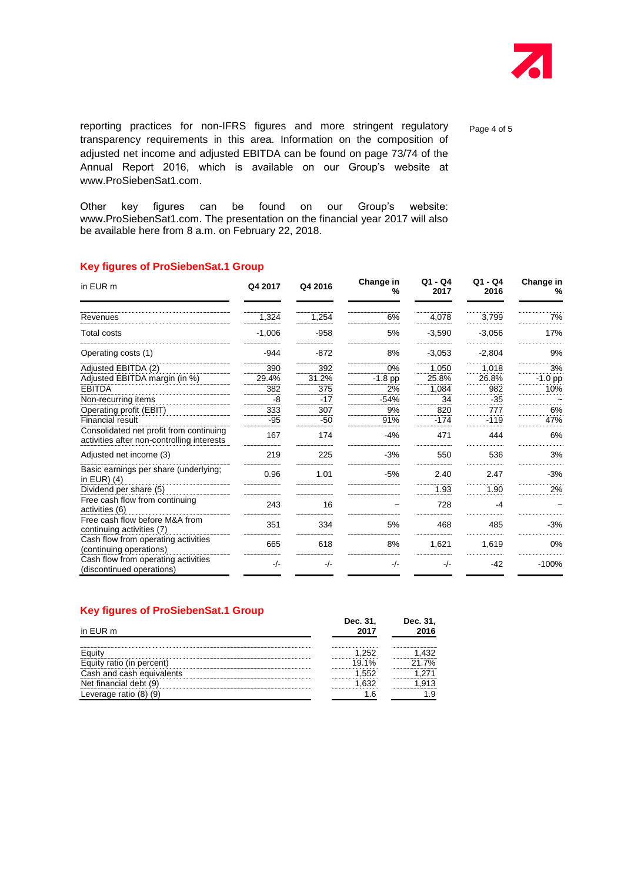reporting practices for non-IFRS figures and more stringent regulatory transparency requirements in this area. Information on the composition of adjusted net income and adjusted EBITDA can be found on page 73/74 of the Annual Report 2016, which is available on our Group's website at www.ProSiebenSat1.com.

Other key figures can be found on our Group's website: www.ProSiebenSat1.com. The presentation on the financial year 2017 will also be available here from 8 a.m. on February 22, 2018.

## Key figures of ProSiebenSat.1 Group

| in EUR m | Q4 2017 | Q4 2016 | Change in % | Q1 - Q4 2017 | Q1 - Q4 2016 | Change in % |
|---|---|---|---|---|---|---|
| Revenues | 1,324 | 1,254 | 6% | 4,078 | 3,799 | 7% |
| Total costs | -1,006 | -958 | 5% | -3,590 | -3,056 | 17% |
| Operating costs (1) | -944 | -872 | 8% | -3,053 | -2,804 | 9% |
| Adjusted EBITDA (2) | 390 | 392 | 0% | 1,050 | 1,018 | 3% |
| Adjusted EBITDA margin (in %) | 29.4% | 31.2% | -1.8 pp | 25.8% | 26.8% | -1.0 pp |
| EBITDA | 382 | 375 | 2% | 1,084 | 982 | 10% |
| Non-recurring items | -8 | -17 | -54% | 34 | -35 | ~ |
| Operating profit (EBIT) | 333 | 307 | 9% | 820 | 777 | 6% |
| Financial result | -95 | -50 | 91% | -174 | -119 | 47% |
| Consolidated net profit from continuing activities after non-controlling interests | 167 | 174 | -4% | 471 | 444 | 6% |
| Adjusted net income (3) | 219 | 225 | -3% | 550 | 536 | 3% |
| Basic earnings per share (underlying; in EUR) (4) | 0.96 | 1.01 | -5% | 2.40 | 2.47 | -3% |
| Dividend per share (5) | | | | 1.93 | 1.90 | 2% |
| Free cash flow from continuing activities (6) | 243 | 16 | ~ | 728 | -4 | ~ |
| Free cash flow before M&A from continuing activities (7) | 351 | 334 | 5% | 468 | 485 | -3% |
| Cash flow from operating activities (continuing operations) | 665 | 618 | 8% | 1,621 | 1,619 | 0% |
| Cash flow from operating activities (discontinued operations) | -/- | -/- | -/- | -/- | -42 | -100% |

## Key figures of ProSiebenSat.1 Group

| in EUR m | Dec. 31, 2017 | Dec. 31, 2016 |
|---|---|---|
| Equity | 1,252 | 1,432 |
| Equity ratio (in percent) | 19.1% | 21.7% |
| Cash and cash equivalents | 1,552 | 1,271 |
| Net financial debt (9) | 1,632 | 1,913 |
| Leverage ratio (8) (9) | 1.6 | 1.9 |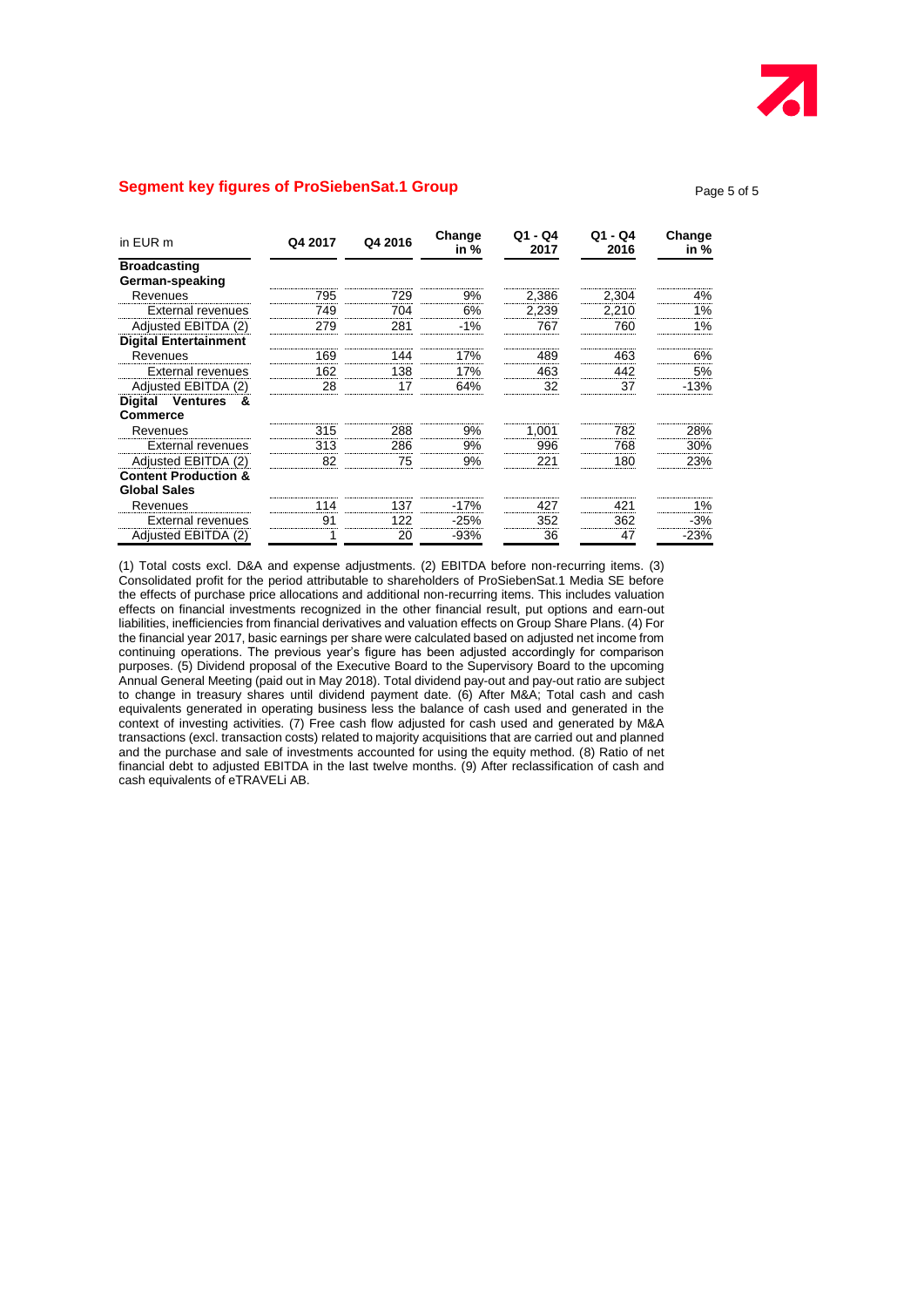## Segment key figures of ProSiebenSat.1 Group

| in EUR m | Q4 2017 | Q4 2016 | Change in % | Q1 - Q4 2017 | Q1 - Q4 2016 | Change in % |
|---|---|---|---|---|---|---|
| **Broadcasting German-speaking** | | | | | | |
| Revenues | 795 | 729 | 9% | 2,386 | 2,304 | 4% |
| External revenues | 749 | 704 | 6% | 2,239 | 2,210 | 1% |
| Adjusted EBITDA (2) | 279 | 281 | -1% | 767 | 760 | 1% |
| **Digital Entertainment** | | | | | | |
| Revenues | 169 | 144 | 17% | 489 | 463 | 6% |
| External revenues | 162 | 138 | 17% | 463 | 442 | 5% |
| Adjusted EBITDA (2) | 28 | 17 | 64% | 32 | 37 | -13% |
| **Digital Ventures & Commerce** | | | | | | |
| Revenues | 315 | 288 | 9% | 1,001 | 782 | 28% |
| External revenues | 313 | 286 | 9% | 996 | 768 | 30% |
| Adjusted EBITDA (2) | 82 | 75 | 9% | 221 | 180 | 23% |
| **Content Production & Global Sales** | | | | | | |
| Revenues | 114 | 137 | -17% | 427 | 421 | 1% |
| External revenues | 91 | 122 | -25% | 352 | 362 | -3% |
| Adjusted EBITDA (2) | 1 | 20 | -93% | 36 | 47 | -23% |

(1) Total costs excl. D&A and expense adjustments. (2) EBITDA before non-recurring items. (3) Consolidated profit for the period attributable to shareholders of ProSiebenSat.1 Media SE before the effects of purchase price allocations and additional non-recurring items. This includes valuation effects on financial investments recognized in the other financial result, put options and earn-out liabilities, inefficiencies from financial derivatives and valuation effects on Group Share Plans. (4) For the financial year 2017, basic earnings per share were calculated based on adjusted net income from continuing operations. The previous year's figure has been adjusted accordingly for comparison purposes. (5) Dividend proposal of the Executive Board to the Supervisory Board to the upcoming Annual General Meeting (paid out in May 2018). Total dividend pay-out and pay-out ratio are subject to change in treasury shares until dividend payment date. (6) After M&A; Total cash and cash equivalents generated in operating business less the balance of cash used and generated in the context of investing activities. (7) Free cash flow adjusted for cash used and generated by M&A transactions (excl. transaction costs) related to majority acquisitions that are carried out and planned and the purchase and sale of investments accounted for using the equity method. (8) Ratio of net financial debt to adjusted EBITDA in the last twelve months. (9) After reclassification of cash and cash equivalents of eTRAVELi AB.